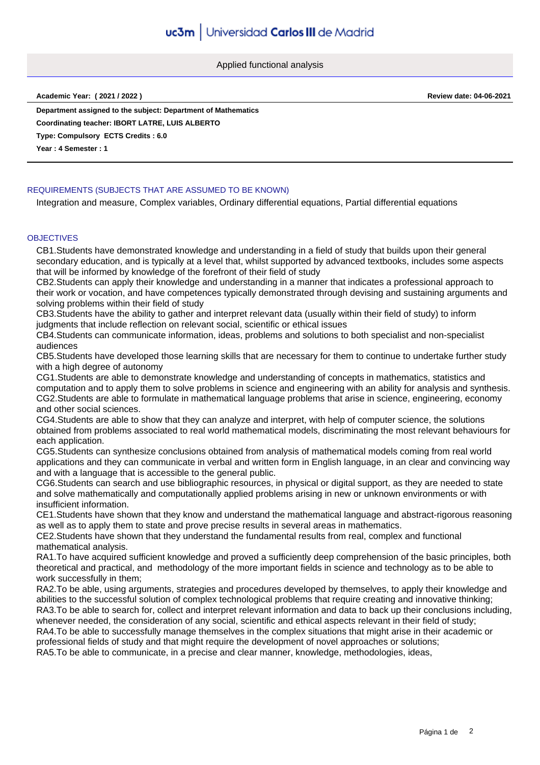Applied functional analysis

**Academic Year: ( 2021 / 2022 )** **Review date: 04-06-2021**

**Department assigned to the subject: Department of Mathematics**

**Coordinating teacher: IBORT LATRE, LUIS ALBERTO**

**Type: Compulsory ECTS Credits : 6.0**

**Year : 4 Semester : 1**

## REQUIREMENTS (SUBJECTS THAT ARE ASSUMED TO BE KNOWN)

Integration and measure, Complex variables, Ordinary differential equations, Partial differential equations

## OBJECTIVES

CB1.Students have demonstrated knowledge and understanding in a field of study that builds upon their general secondary education, and is typically at a level that, whilst supported by advanced textbooks, includes some aspects that will be informed by knowledge of the forefront of their field of study

CB2.Students can apply their knowledge and understanding in a manner that indicates a professional approach to their work or vocation, and have competences typically demonstrated through devising and sustaining arguments and solving problems within their field of study

CB3.Students have the ability to gather and interpret relevant data (usually within their field of study) to inform judgments that include reflection on relevant social, scientific or ethical issues

CB4.Students can communicate information, ideas, problems and solutions to both specialist and non-specialist audiences

CB5.Students have developed those learning skills that are necessary for them to continue to undertake further study with a high degree of autonomy

CG1.Students are able to demonstrate knowledge and understanding of concepts in mathematics, statistics and computation and to apply them to solve problems in science and engineering with an ability for analysis and synthesis.

CG2.Students are able to formulate in mathematical language problems that arise in science, engineering, economy and other social sciences.

CG4.Students are able to show that they can analyze and interpret, with help of computer science, the solutions obtained from problems associated to real world mathematical models, discriminating the most relevant behaviours for each application.

CG5.Students can synthesize conclusions obtained from analysis of mathematical models coming from real world applications and they can communicate in verbal and written form in English language, in an clear and convincing way and with a language that is accessible to the general public.

CG6.Students can search and use bibliographic resources, in physical or digital support, as they are needed to state and solve mathematically and computationally applied problems arising in new or unknown environments or with insufficient information.

CE1.Students have shown that they know and understand the mathematical language and abstract-rigorous reasoning as well as to apply them to state and prove precise results in several areas in mathematics.

CE2.Students have shown that they understand the fundamental results from real, complex and functional mathematical analysis.

RA1.To have acquired sufficient knowledge and proved a sufficiently deep comprehension of the basic principles, both theoretical and practical, and methodology of the more important fields in science and technology as to be able to work successfully in them;

RA2.To be able, using arguments, strategies and procedures developed by themselves, to apply their knowledge and abilities to the successful solution of complex technological problems that require creating and innovative thinking;

RA3.To be able to search for, collect and interpret relevant information and data to back up their conclusions including, whenever needed, the consideration of any social, scientific and ethical aspects relevant in their field of study;

RA4.To be able to successfully manage themselves in the complex situations that might arise in their academic or professional fields of study and that might require the development of novel approaches or solutions;

RA5.To be able to communicate, in a precise and clear manner, knowledge, methodologies, ideas,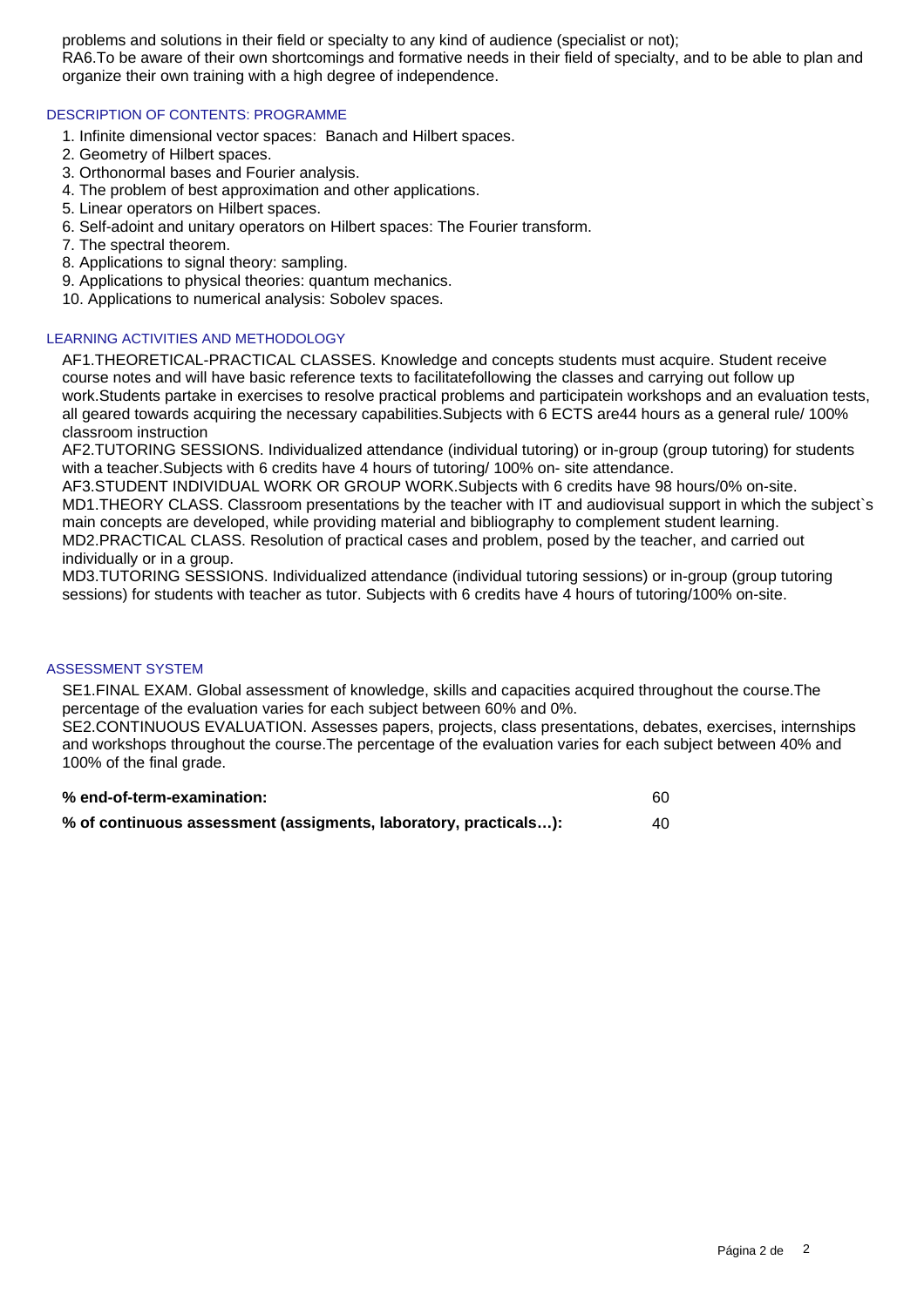problems and solutions in their field or specialty to any kind of audience (specialist or not);
RA6.To be aware of their own shortcomings and formative needs in their field of specialty, and to be able to plan and organize their own training with a high degree of independence.

## DESCRIPTION OF CONTENTS: PROGRAMME

1. Infinite dimensional vector spaces: Banach and Hilbert spaces.
2. Geometry of Hilbert spaces.
3. Orthonormal bases and Fourier analysis.
4. The problem of best approximation and other applications.
5. Linear operators on Hilbert spaces.
6. Self-adoint and unitary operators on Hilbert spaces: The Fourier transform.
7. The spectral theorem.
8. Applications to signal theory: sampling.
9. Applications to physical theories: quantum mechanics.
10. Applications to numerical analysis: Sobolev spaces.

## LEARNING ACTIVITIES AND METHODOLOGY

AF1.THEORETICAL-PRACTICAL CLASSES. Knowledge and concepts students must acquire. Student receive course notes and will have basic reference texts to facilitatefollowing the classes and carrying out follow up work.Students partake in exercises to resolve practical problems and participatein workshops and an evaluation tests, all geared towards acquiring the necessary capabilities.Subjects with 6 ECTS are44 hours as a general rule/ 100% classroom instruction
AF2.TUTORING SESSIONS. Individualized attendance (individual tutoring) or in-group (group tutoring) for students with a teacher.Subjects with 6 credits have 4 hours of tutoring/ 100% on- site attendance.
AF3.STUDENT INDIVIDUAL WORK OR GROUP WORK.Subjects with 6 credits have 98 hours/0% on-site.
MD1.THEORY CLASS. Classroom presentations by the teacher with IT and audiovisual support in which the subject`s main concepts are developed, while providing material and bibliography to complement student learning.
MD2.PRACTICAL CLASS. Resolution of practical cases and problem, posed by the teacher, and carried out individually or in a group.
MD3.TUTORING SESSIONS. Individualized attendance (individual tutoring sessions) or in-group (group tutoring sessions) for students with teacher as tutor. Subjects with 6 credits have 4 hours of tutoring/100% on-site.

## ASSESSMENT SYSTEM

SE1.FINAL EXAM. Global assessment of knowledge, skills and capacities acquired throughout the course.The percentage of the evaluation varies for each subject between 60% and 0%.
SE2.CONTINUOUS EVALUATION. Assesses papers, projects, class presentations, debates, exercises, internships and workshops throughout the course.The percentage of the evaluation varies for each subject between 40% and 100% of the final grade.

| | |
|---|---|
| **% end-of-term-examination:** | 60 |
| **% of continuous assessment (assigments, laboratory, practicals…):** | 40 |